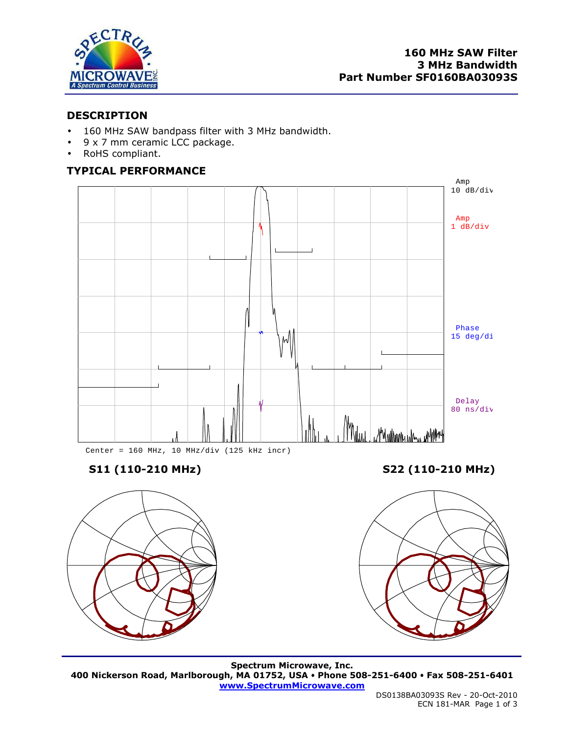# 160 MHz SAW Filter
# 3 MHz Bandwidth
# Part Number SF0160BA03093S

## DESCRIPTION

- 160 MHz SAW bandpass filter with 3 MHz bandwidth.
- 9 x 7 mm ceramic LCC package.
- RoHS compliant.

## TYPICAL PERFORMANCE

Amp 10 dB/div

Amp 1 dB/div

Phase 15 deg/di

Delay 80 ns/div

Center = 160 MHz, 10 MHz/div (125 kHz incr)

### S11 (110-210 MHz)

### S22 (110-210 MHz)

**Spectrum Microwave, Inc.**
**400 Nickerson Road, Marlborough, MA 01752, USA • Phone 508-251-6400 • Fax 508-251-6401**
**www.SpectrumMicrowave.com**

DS0138BA03093S Rev - 20-Oct-2010
ECN 181-MAR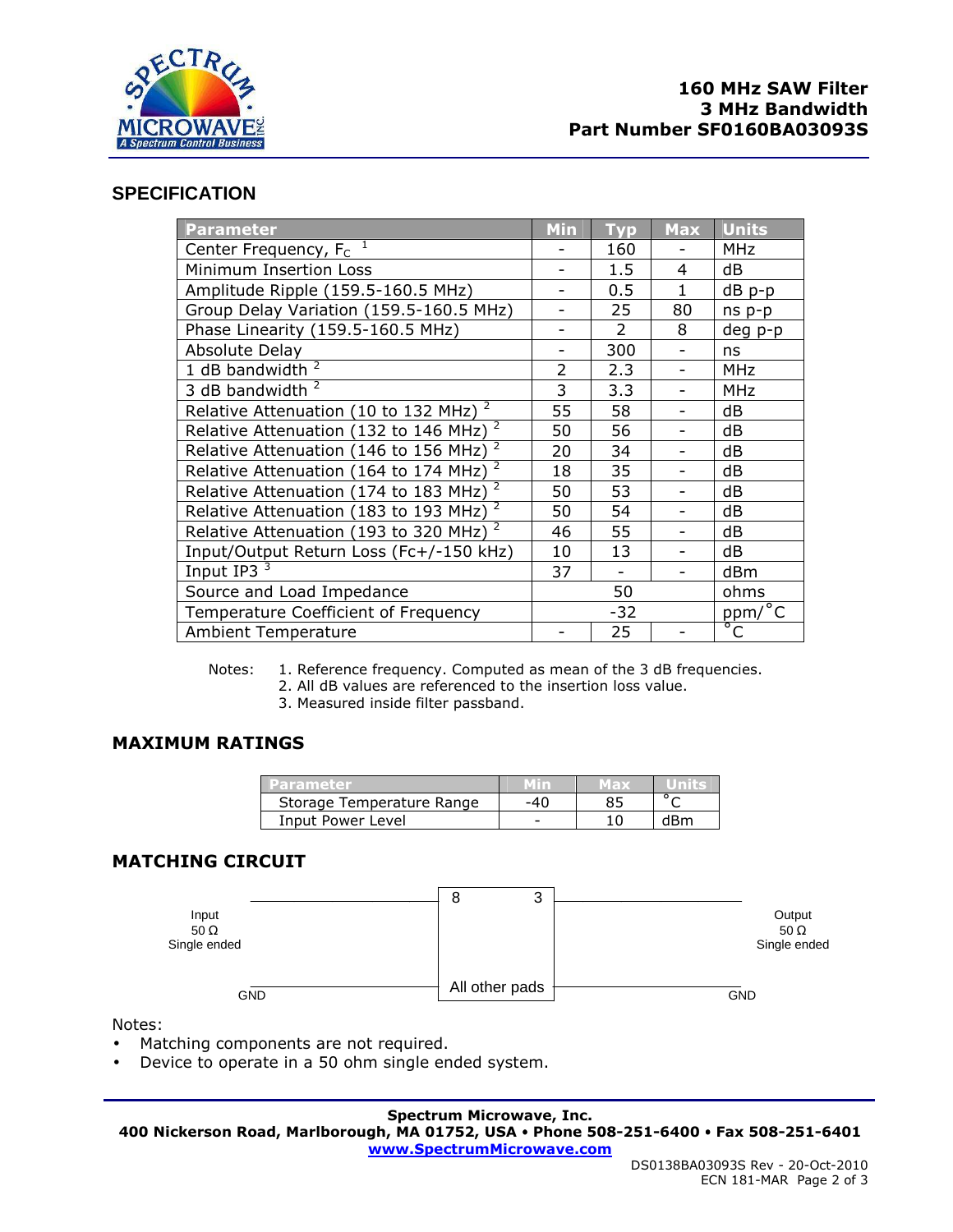## SPECIFICATION

| Parameter | Min | Typ | Max | Units |
|---|---|---|---|---|
| Center Frequency, $F_C$ [1] | - | 160 | - | MHz |
| Minimum Insertion Loss | - | 1.5 | 4 | dB |
| Amplitude Ripple (159.5-160.5 MHz) | - | 0.5 | 1 | dB p-p |
| Group Delay Variation (159.5-160.5 MHz) | - | 25 | 80 | ns p-p |
| Phase Linearity (159.5-160.5 MHz) | - | 2 | 8 | deg p-p |
| Absolute Delay | - | 300 | - | ns |
| 1 dB bandwidth [2] | 2 | 2.3 | - | MHz |
| 3 dB bandwidth [2] | 3 | 3.3 | - | MHz |
| Relative Attenuation (10 to 132 MHz) [2] | 55 | 58 | - | dB |
| Relative Attenuation (132 to 146 MHz) [2] | 50 | 56 | - | dB |
| Relative Attenuation (146 to 156 MHz) [2] | 20 | 34 | - | dB |
| Relative Attenuation (164 to 174 MHz) [2] | 18 | 35 | - | dB |
| Relative Attenuation (174 to 183 MHz) [2] | 50 | 53 | - | dB |
| Relative Attenuation (183 to 193 MHz) [2] | 50 | 54 | - | dB |
| Relative Attenuation (193 to 320 MHz) [2] | 46 | 55 | - | dB |
| Input/Output Return Loss (Fc+/-150 kHz) | 10 | 13 | - | dB |
| Input IP3 [3] | 37 | - | - | dBm |
| Source and Load Impedance | | 50 | | ohms |
| Temperature Coefficient of Frequency | | -32 | | ppm/°C |
| Ambient Temperature | - | 25 | - | °C |

Notes:
1. Reference frequency. Computed as mean of the 3 dB frequencies.
2. All dB values are referenced to the insertion loss value.
3. Measured inside filter passband.

## MAXIMUM RATINGS

| Parameter | Min | Max | Units |
|---|---|---|---|
| Storage Temperature Range | -40 | 85 | °C |
| Input Power Level | - | 10 | dBm |

## MATCHING CIRCUIT

Input 50 Ω Single ended — pin 8; Output 50 Ω Single ended — pin 3; GND — All other pads

Notes:
- Matching components are not required.
- Device to operate in a 50 ohm single ended system.

**Spectrum Microwave, Inc.**
**400 Nickerson Road, Marlborough, MA 01752, USA • Phone 508-251-6400 • Fax 508-251-6401**
**www.SpectrumMicrowave.com**

DS0138BA03093S Rev - 20-Oct-2010
ECN 181-MAR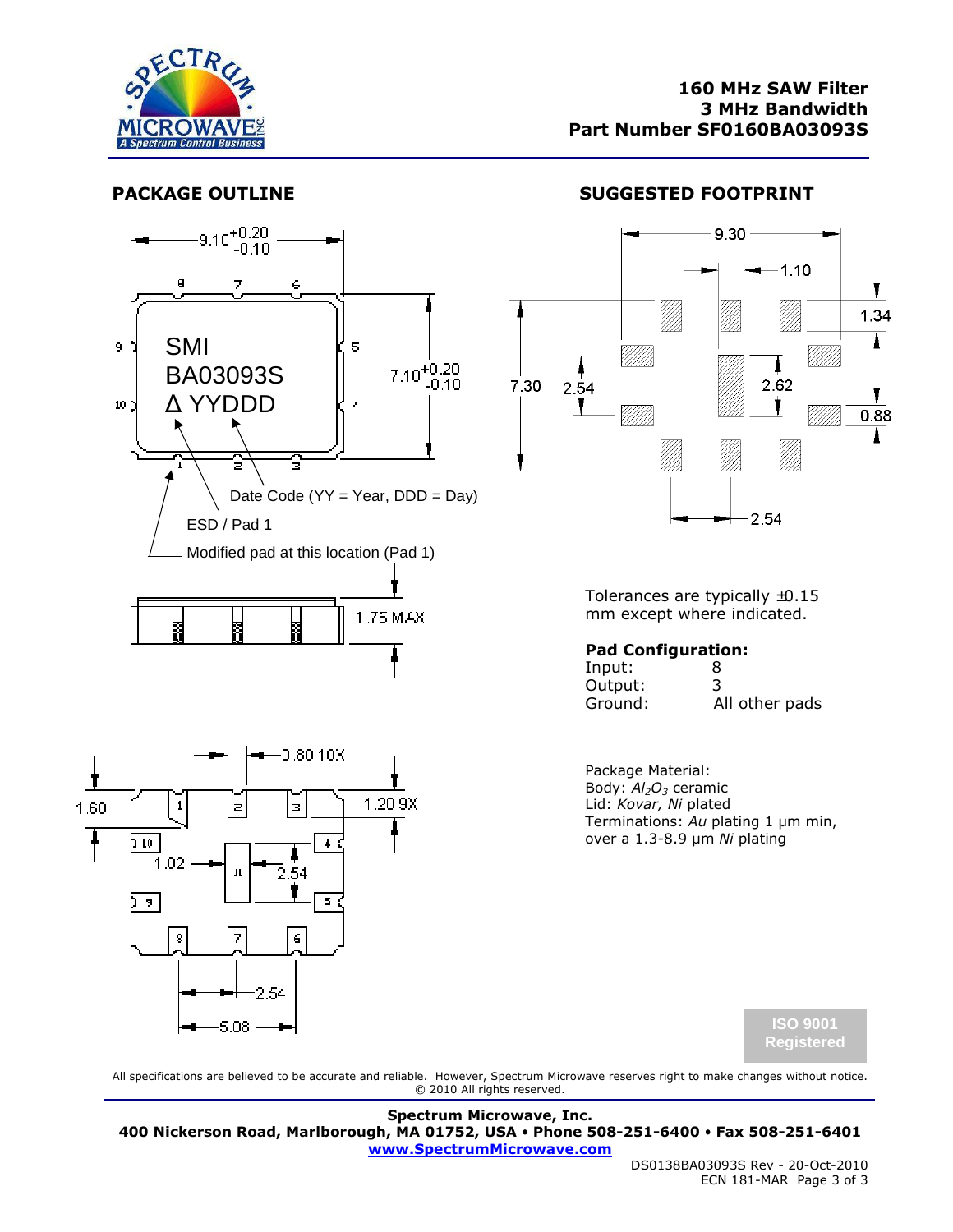**160 MHz SAW Filter**
**3 MHz Bandwidth**
**Part Number SF0160BA03093S**

## PACKAGE OUTLINE

9.10 +0.20 -0.10

7.10 +0.20 -0.10

SMI
BA03093S
Δ YYDDD

Date Code (YY = Year, DDD = Day)

ESD / Pad 1

Modified pad at this location (Pad 1)

1.75 MAX

0.80 10X

1.60

1.20 9X

1.02

2.54

2.54

5.08

## SUGGESTED FOOTPRINT

9.30

1.10

1.34

7.30

2.54

2.62

0.88

2.54

Tolerances are typically ±0.15 mm except where indicated.

**Pad Configuration:**

| | |
|---|---|
| Input: | 8 |
| Output: | 3 |
| Ground: | All other pads |

Package Material:
Body: *$Al_2O_3$* ceramic
Lid: *Kovar, Ni* plated
Terminations: *Au* plating 1 μm min, over a 1.3-8.9 μm *Ni* plating

ISO 9001 Registered

All specifications are believed to be accurate and reliable. However, Spectrum Microwave reserves right to make changes without notice. © 2010 All rights reserved.

**Spectrum Microwave, Inc.**
**400 Nickerson Road, Marlborough, MA 01752, USA • Phone 508-251-6400 • Fax 508-251-6401**
**www.SpectrumMicrowave.com**

DS0138BA03093S Rev - 20-Oct-2010
ECN 181-MAR